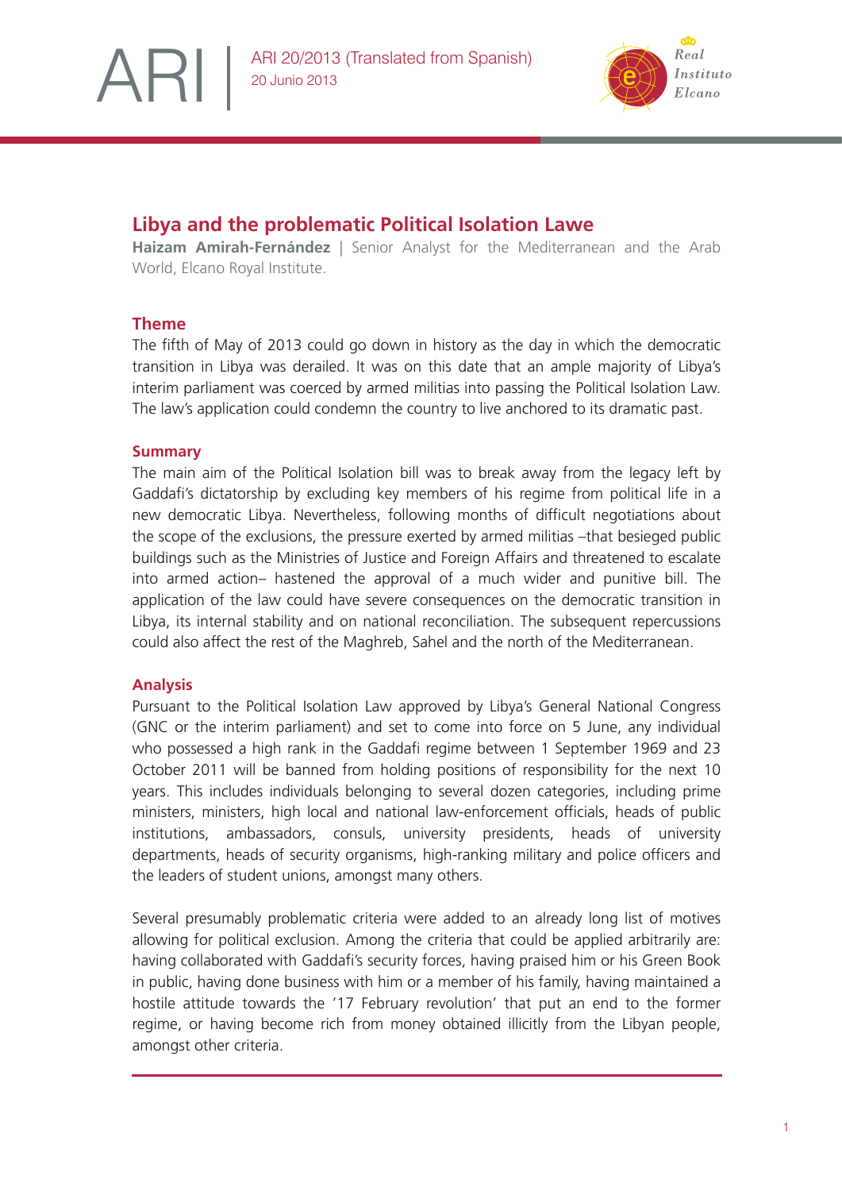ARI 20/2013 (Translated from Spanish)
20 Junio 2013

# Libya and the problematic Political Isolation Lawe

**Haizam Amirah-Fernández** | Senior Analyst for the Mediterranean and the Arab World, Elcano Royal Institute.

## Theme

The fifth of May of 2013 could go down in history as the day in which the democratic transition in Libya was derailed. It was on this date that an ample majority of Libya's interim parliament was coerced by armed militias into passing the Political Isolation Law. The law's application could condemn the country to live anchored to its dramatic past.

## Summary

The main aim of the Political Isolation bill was to break away from the legacy left by Gaddafi's dictatorship by excluding key members of his regime from political life in a new democratic Libya. Nevertheless, following months of difficult negotiations about the scope of the exclusions, the pressure exerted by armed militias –that besieged public buildings such as the Ministries of Justice and Foreign Affairs and threatened to escalate into armed action– hastened the approval of a much wider and punitive bill. The application of the law could have severe consequences on the democratic transition in Libya, its internal stability and on national reconciliation. The subsequent repercussions could also affect the rest of the Maghreb, Sahel and the north of the Mediterranean.

## Analysis

Pursuant to the Political Isolation Law approved by Libya's General National Congress (GNC or the interim parliament) and set to come into force on 5 June, any individual who possessed a high rank in the Gaddafi regime between 1 September 1969 and 23 October 2011 will be banned from holding positions of responsibility for the next 10 years. This includes individuals belonging to several dozen categories, including prime ministers, ministers, high local and national law-enforcement officials, heads of public institutions, ambassadors, consuls, university presidents, heads of university departments, heads of security organisms, high-ranking military and police officers and the leaders of student unions, amongst many others.

Several presumably problematic criteria were added to an already long list of motives allowing for political exclusion. Among the criteria that could be applied arbitrarily are: having collaborated with Gaddafi's security forces, having praised him or his Green Book in public, having done business with him or a member of his family, having maintained a hostile attitude towards the '17 February revolution' that put an end to the former regime, or having become rich from money obtained illicitly from the Libyan people, amongst other criteria.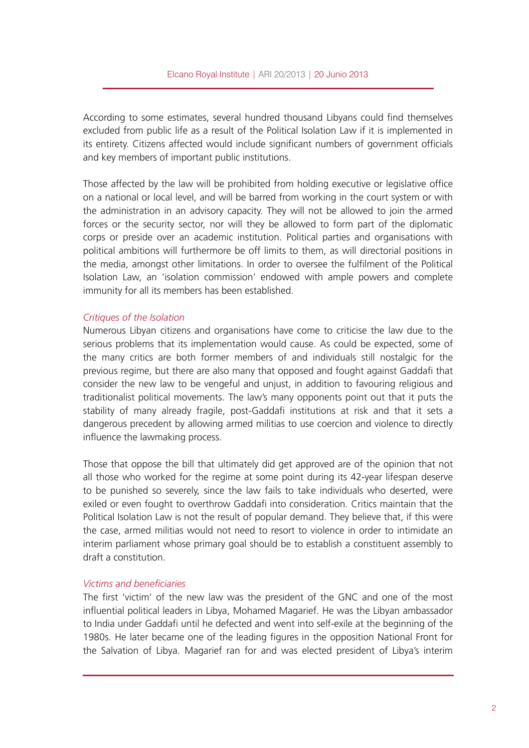According to some estimates, several hundred thousand Libyans could find themselves excluded from public life as a result of the Political Isolation Law if it is implemented in its entirety. Citizens affected would include significant numbers of government officials and key members of important public institutions.

Those affected by the law will be prohibited from holding executive or legislative office on a national or local level, and will be barred from working in the court system or with the administration in an advisory capacity. They will not be allowed to join the armed forces or the security sector, nor will they be allowed to form part of the diplomatic corps or preside over an academic institution. Political parties and organisations with political ambitions will furthermore be off limits to them, as will directorial positions in the media, amongst other limitations. In order to oversee the fulfilment of the Political Isolation Law, an 'isolation commission' endowed with ample powers and complete immunity for all its members has been established.

### *Critiques of the Isolation*

Numerous Libyan citizens and organisations have come to criticise the law due to the serious problems that its implementation would cause. As could be expected, some of the many critics are both former members of and individuals still nostalgic for the previous regime, but there are also many that opposed and fought against Gaddafi that consider the new law to be vengeful and unjust, in addition to favouring religious and traditionalist political movements. The law's many opponents point out that it puts the stability of many already fragile, post-Gaddafi institutions at risk and that it sets a dangerous precedent by allowing armed militias to use coercion and violence to directly influence the lawmaking process.

Those that oppose the bill that ultimately did get approved are of the opinion that not all those who worked for the regime at some point during its 42-year lifespan deserve to be punished so severely, since the law fails to take individuals who deserted, were exiled or even fought to overthrow Gaddafi into consideration. Critics maintain that the Political Isolation Law is not the result of popular demand. They believe that, if this were the case, armed militias would not need to resort to violence in order to intimidate an interim parliament whose primary goal should be to establish a constituent assembly to draft a constitution.

### *Victims and beneficiaries*

The first 'victim' of the new law was the president of the GNC and one of the most influential political leaders in Libya, Mohamed Magarief. He was the Libyan ambassador to India under Gaddafi until he defected and went into self-exile at the beginning of the 1980s. He later became one of the leading figures in the opposition National Front for the Salvation of Libya. Magarief ran for and was elected president of Libya's interim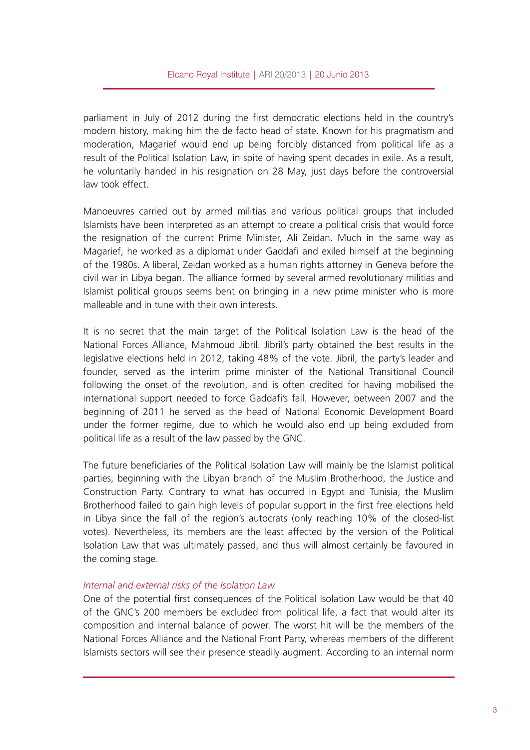parliament in July of 2012 during the first democratic elections held in the country's modern history, making him the de facto head of state. Known for his pragmatism and moderation, Magarief would end up being forcibly distanced from political life as a result of the Political Isolation Law, in spite of having spent decades in exile. As a result, he voluntarily handed in his resignation on 28 May, just days before the controversial law took effect.

Manoeuvres carried out by armed militias and various political groups that included Islamists have been interpreted as an attempt to create a political crisis that would force the resignation of the current Prime Minister, Ali Zeidan. Much in the same way as Magarief, he worked as a diplomat under Gaddafi and exiled himself at the beginning of the 1980s. A liberal, Zeidan worked as a human rights attorney in Geneva before the civil war in Libya began. The alliance formed by several armed revolutionary militias and Islamist political groups seems bent on bringing in a new prime minister who is more malleable and in tune with their own interests.

It is no secret that the main target of the Political Isolation Law is the head of the National Forces Alliance, Mahmoud Jibril. Jibril's party obtained the best results in the legislative elections held in 2012, taking 48% of the vote. Jibril, the party's leader and founder, served as the interim prime minister of the National Transitional Council following the onset of the revolution, and is often credited for having mobilised the international support needed to force Gaddafi's fall. However, between 2007 and the beginning of 2011 he served as the head of National Economic Development Board under the former regime, due to which he would also end up being excluded from political life as a result of the law passed by the GNC.

The future beneficiaries of the Political Isolation Law will mainly be the Islamist political parties, beginning with the Libyan branch of the Muslim Brotherhood, the Justice and Construction Party. Contrary to what has occurred in Egypt and Tunisia, the Muslim Brotherhood failed to gain high levels of popular support in the first free elections held in Libya since the fall of the region's autocrats (only reaching 10% of the closed-list votes). Nevertheless, its members are the least affected by the version of the Political Isolation Law that was ultimately passed, and thus will almost certainly be favoured in the coming stage.

### *Internal and external risks of the Isolation Law*

One of the potential first consequences of the Political Isolation Law would be that 40 of the GNC's 200 members be excluded from political life, a fact that would alter its composition and internal balance of power. The worst hit will be the members of the National Forces Alliance and the National Front Party, whereas members of the different Islamists sectors will see their presence steadily augment. According to an internal norm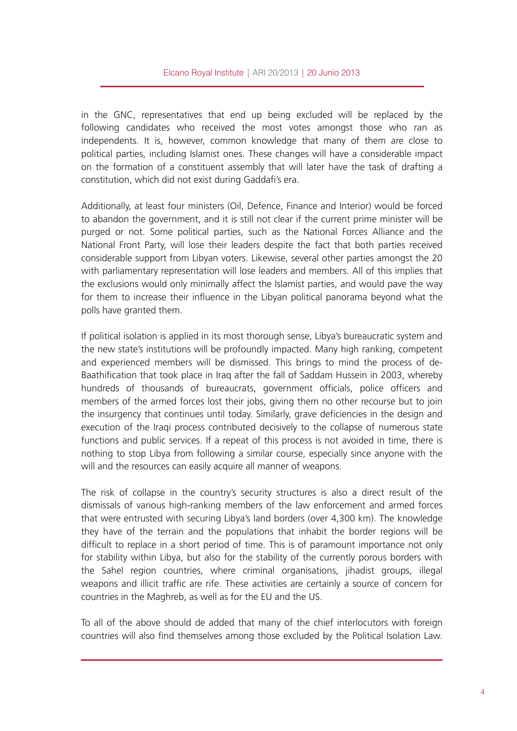in the GNC, representatives that end up being excluded will be replaced by the following candidates who received the most votes amongst those who ran as independents. It is, however, common knowledge that many of them are close to political parties, including Islamist ones. These changes will have a considerable impact on the formation of a constituent assembly that will later have the task of drafting a constitution, which did not exist during Gaddafi's era.

Additionally, at least four ministers (Oil, Defence, Finance and Interior) would be forced to abandon the government, and it is still not clear if the current prime minister will be purged or not. Some political parties, such as the National Forces Alliance and the National Front Party, will lose their leaders despite the fact that both parties received considerable support from Libyan voters. Likewise, several other parties amongst the 20 with parliamentary representation will lose leaders and members. All of this implies that the exclusions would only minimally affect the Islamist parties, and would pave the way for them to increase their influence in the Libyan political panorama beyond what the polls have granted them.

If political isolation is applied in its most thorough sense, Libya's bureaucratic system and the new state's institutions will be profoundly impacted. Many high ranking, competent and experienced members will be dismissed. This brings to mind the process of de-Baathification that took place in Iraq after the fall of Saddam Hussein in 2003, whereby hundreds of thousands of bureaucrats, government officials, police officers and members of the armed forces lost their jobs, giving them no other recourse but to join the insurgency that continues until today. Similarly, grave deficiencies in the design and execution of the Iraqi process contributed decisively to the collapse of numerous state functions and public services. If a repeat of this process is not avoided in time, there is nothing to stop Libya from following a similar course, especially since anyone with the will and the resources can easily acquire all manner of weapons.

The risk of collapse in the country's security structures is also a direct result of the dismissals of various high-ranking members of the law enforcement and armed forces that were entrusted with securing Libya's land borders (over 4,300 km). The knowledge they have of the terrain and the populations that inhabit the border regions will be difficult to replace in a short period of time. This is of paramount importance not only for stability within Libya, but also for the stability of the currently porous borders with the Sahel region countries, where criminal organisations, jihadist groups, illegal weapons and illicit traffic are rife. These activities are certainly a source of concern for countries in the Maghreb, as well as for the EU and the US.

To all of the above should de added that many of the chief interlocutors with foreign countries will also find themselves among those excluded by the Political Isolation Law.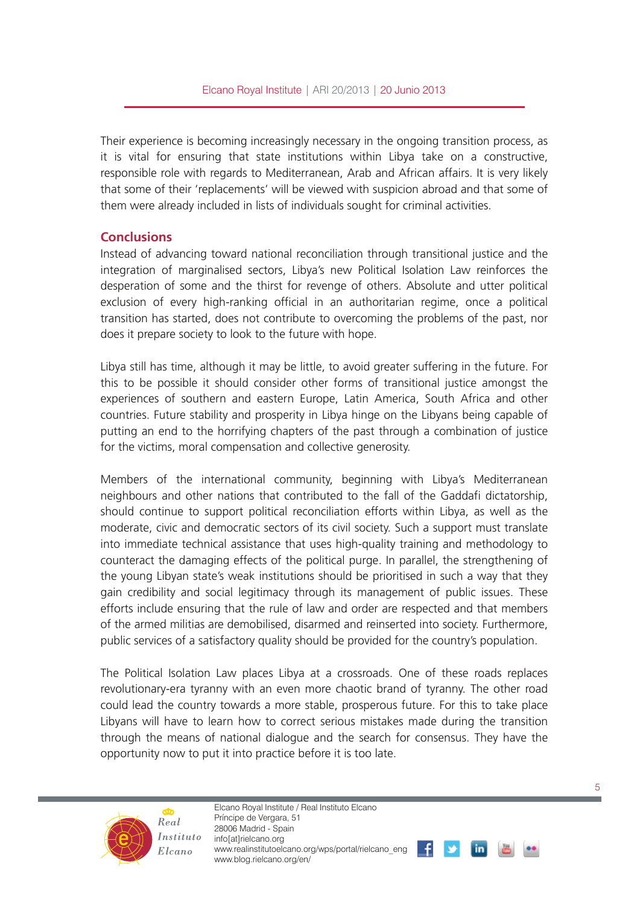Their experience is becoming increasingly necessary in the ongoing transition process, as it is vital for ensuring that state institutions within Libya take on a constructive, responsible role with regards to Mediterranean, Arab and African affairs. It is very likely that some of their 'replacements' will be viewed with suspicion abroad and that some of them were already included in lists of individuals sought for criminal activities.

## Conclusions

Instead of advancing toward national reconciliation through transitional justice and the integration of marginalised sectors, Libya's new Political Isolation Law reinforces the desperation of some and the thirst for revenge of others. Absolute and utter political exclusion of every high-ranking official in an authoritarian regime, once a political transition has started, does not contribute to overcoming the problems of the past, nor does it prepare society to look to the future with hope.

Libya still has time, although it may be little, to avoid greater suffering in the future. For this to be possible it should consider other forms of transitional justice amongst the experiences of southern and eastern Europe, Latin America, South Africa and other countries. Future stability and prosperity in Libya hinge on the Libyans being capable of putting an end to the horrifying chapters of the past through a combination of justice for the victims, moral compensation and collective generosity.

Members of the international community, beginning with Libya's Mediterranean neighbours and other nations that contributed to the fall of the Gaddafi dictatorship, should continue to support political reconciliation efforts within Libya, as well as the moderate, civic and democratic sectors of its civil society. Such a support must translate into immediate technical assistance that uses high-quality training and methodology to counteract the damaging effects of the political purge. In parallel, the strengthening of the young Libyan state's weak institutions should be prioritised in such a way that they gain credibility and social legitimacy through its management of public issues. These efforts include ensuring that the rule of law and order are respected and that members of the armed militias are demobilised, disarmed and reinserted into society. Furthermore, public services of a satisfactory quality should be provided for the country's population.

The Political Isolation Law places Libya at a crossroads. One of these roads replaces revolutionary-era tyranny with an even more chaotic brand of tyranny. The other road could lead the country towards a more stable, prosperous future. For this to take place Libyans will have to learn how to correct serious mistakes made during the transition through the means of national dialogue and the search for consensus. They have the opportunity now to put it into practice before it is too late.

Elcano Royal Institute / Real Instituto Elcano
Príncipe de Vergara, 51
28006 Madrid - Spain
info[at]rielcano.org
www.realinstitutoelcano.org/wps/portal/rielcano_eng
www.blog.rielcano.org/en/